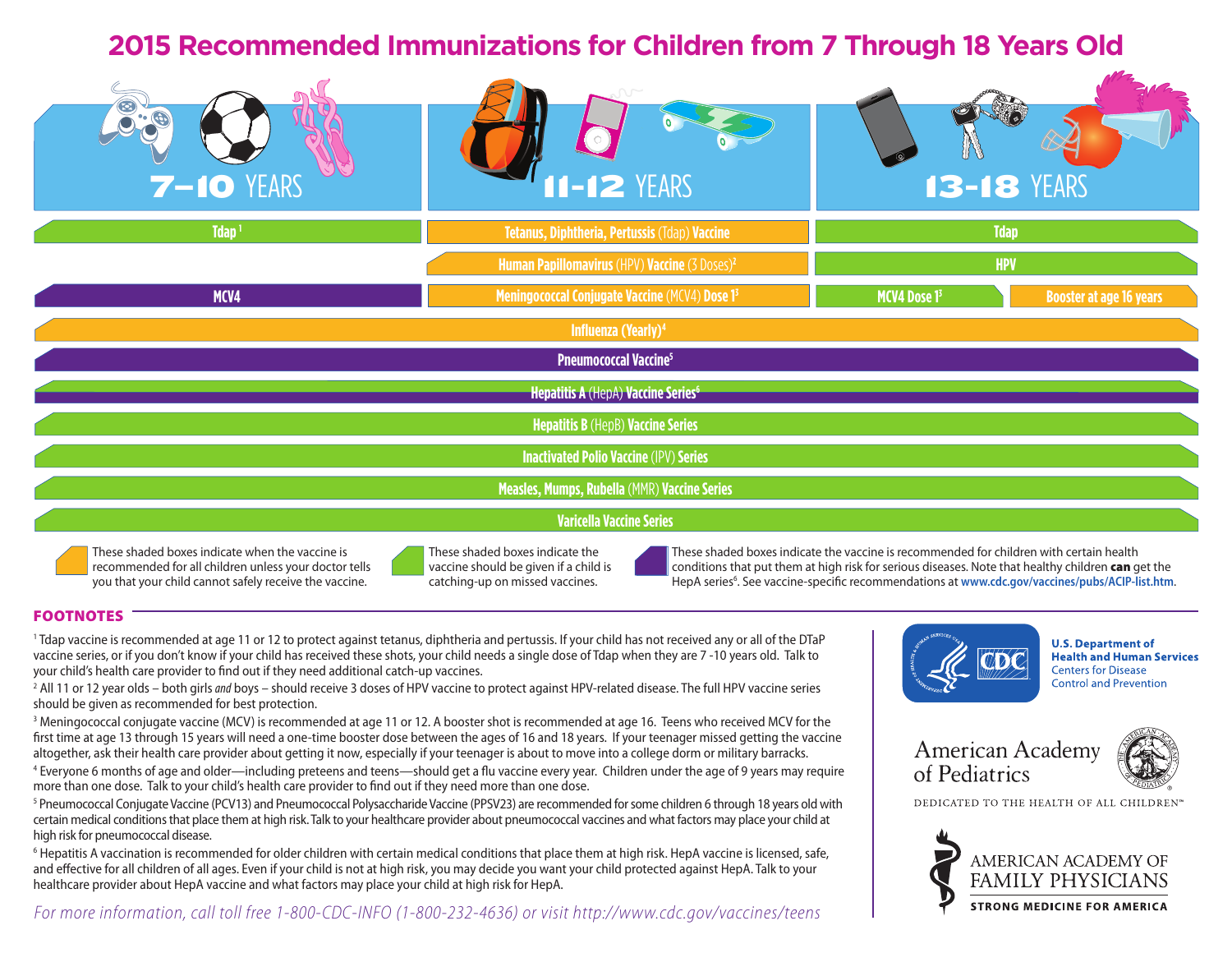# 2015 Recommended Immunizations for Children from 7 Through 18 Years Old

| 7–10 YEARS | 11-12 YEARS | 13-18 YEARS | |
|---|---|---|---|
| Tdap [1] | Tetanus, Diphtheria, Pertussis (Tdap) Vaccine | Tdap | |
| | Human Papillomavirus (HPV) Vaccine (3 Doses)[2] | HPV | |
| MCV4 | Meningococcal Conjugate Vaccine (MCV4) Dose 1[3] | MCV4 Dose 1[3] | Booster at age 16 years |
| Influenza (Yearly)[4] | | | |
| Pneumococcal Vaccine[5] | | | |
| Hepatitis A (HepA) Vaccine Series[6] | | | |
| Hepatitis B (HepB) Vaccine Series | | | |
| Inactivated Polio Vaccine (IPV) Series | | | |
| Measles, Mumps, Rubella (MMR) Vaccine Series | | | |
| Varicella Vaccine Series | | | |

These shaded boxes indicate when the vaccine is recommended for all children unless your doctor tells you that your child cannot safely receive the vaccine.

These shaded boxes indicate the vaccine should be given if a child is catching-up on missed vaccines.

These shaded boxes indicate the vaccine is recommended for children with certain health conditions that put them at high risk for serious diseases. Note that healthy children **can** get the HepA series[6]. See vaccine-specific recommendations at www.cdc.gov/vaccines/pubs/ACIP-list.htm.

## FOOTNOTES

[1] Tdap vaccine is recommended at age 11 or 12 to protect against tetanus, diphtheria and pertussis. If your child has not received any or all of the DTaP vaccine series, or if you don't know if your child has received these shots, your child needs a single dose of Tdap when they are 7 -10 years old. Talk to your child's health care provider to find out if they need additional catch-up vaccines.

[2] All 11 or 12 year olds – both girls *and* boys – should receive 3 doses of HPV vaccine to protect against HPV-related disease. The full HPV vaccine series should be given as recommended for best protection.

[3] Meningococcal conjugate vaccine (MCV) is recommended at age 11 or 12. A booster shot is recommended at age 16. Teens who received MCV for the first time at age 13 through 15 years will need a one-time booster dose between the ages of 16 and 18 years. If your teenager missed getting the vaccine altogether, ask their health care provider about getting it now, especially if your teenager is about to move into a college dorm or military barracks.

[4] Everyone 6 months of age and older—including preteens and teens—should get a flu vaccine every year. Children under the age of 9 years may require more than one dose. Talk to your child's health care provider to find out if they need more than one dose.

[5] Pneumococcal Conjugate Vaccine (PCV13) and Pneumococcal Polysaccharide Vaccine (PPSV23) are recommended for some children 6 through 18 years old with certain medical conditions that place them at high risk. Talk to your healthcare provider about pneumococcal vaccines and what factors may place your child at high risk for pneumococcal disease.

[6] Hepatitis A vaccination is recommended for older children with certain medical conditions that place them at high risk. HepA vaccine is licensed, safe, and effective for all children of all ages. Even if your child is not at high risk, you may decide you want your child protected against HepA. Talk to your healthcare provider about HepA vaccine and what factors may place your child at high risk for HepA.

*For more information, call toll free 1-800-CDC-INFO (1-800-232-4636) or visit http://www.cdc.gov/vaccines/teens*

U.S. Department of Health and Human Services
Centers for Disease Control and Prevention

American Academy of Pediatrics
DEDICATED TO THE HEALTH OF ALL CHILDREN™

AMERICAN ACADEMY OF FAMILY PHYSICIANS
STRONG MEDICINE FOR AMERICA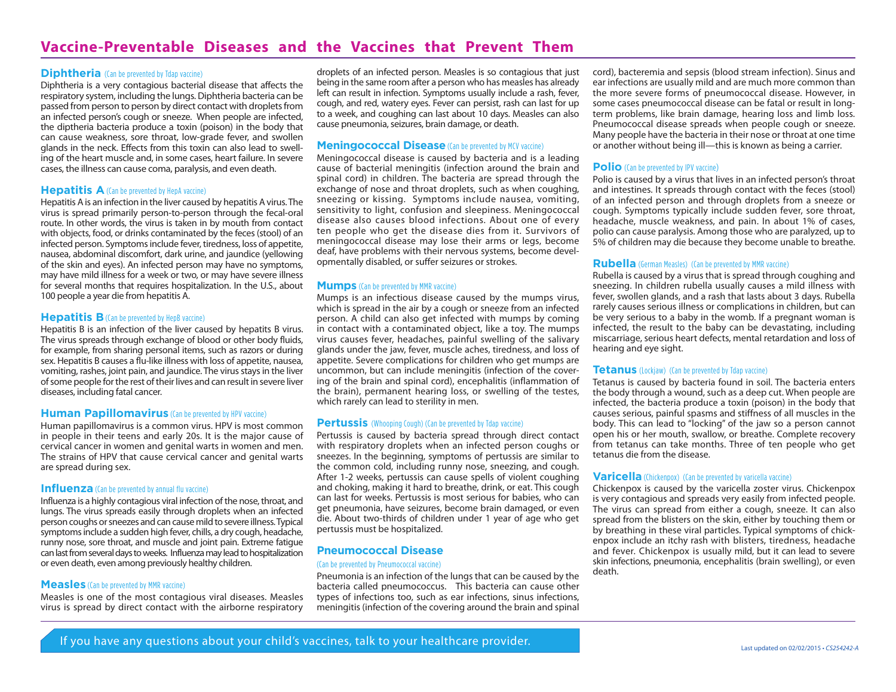# Vaccine-Preventable Diseases and the Vaccines that Prevent Them

## Diphtheria (Can be prevented by Tdap vaccine)

Diphtheria is a very contagious bacterial disease that affects the respiratory system, including the lungs. Diphtheria bacteria can be passed from person to person by direct contact with droplets from an infected person's cough or sneeze. When people are infected, the diptheria bacteria produce a toxin (poison) in the body that can cause weakness, sore throat, low-grade fever, and swollen glands in the neck. Effects from this toxin can also lead to swelling of the heart muscle and, in some cases, heart failure. In severe cases, the illness can cause coma, paralysis, and even death.

## Hepatitis A (Can be prevented by HepA vaccine)

Hepatitis A is an infection in the liver caused by hepatitis A virus. The virus is spread primarily person-to-person through the fecal-oral route. In other words, the virus is taken in by mouth from contact with objects, food, or drinks contaminated by the feces (stool) of an infected person. Symptoms include fever, tiredness, loss of appetite, nausea, abdominal discomfort, dark urine, and jaundice (yellowing of the skin and eyes). An infected person may have no symptoms, may have mild illness for a week or two, or may have severe illness for several months that requires hospitalization. In the U.S., about 100 people a year die from hepatitis A.

## Hepatitis B (Can be prevented by HepB vaccine)

Hepatitis B is an infection of the liver caused by hepatits B virus. The virus spreads through exchange of blood or other body fluids, for example, from sharing personal items, such as razors or during sex. Hepatitis B causes a flu-like illness with loss of appetite, nausea, vomiting, rashes, joint pain, and jaundice. The virus stays in the liver of some people for the rest of their lives and can result in severe liver diseases, including fatal cancer.

## Human Papillomavirus (Can be prevented by HPV vaccine)

Human papillomavirus is a common virus. HPV is most common in people in their teens and early 20s. It is the major cause of cervical cancer in women and genital warts in women and men. The strains of HPV that cause cervical cancer and genital warts are spread during sex.

## Influenza (Can be prevented by annual flu vaccine)

Influenza is a highly contagious viral infection of the nose, throat, and lungs. The virus spreads easily through droplets when an infected person coughs or sneezes and can cause mild to severe illness. Typical symptoms include a sudden high fever, chills, a dry cough, headache, runny nose, sore throat, and muscle and joint pain. Extreme fatigue can last from several days to weeks. Influenza may lead to hospitalization or even death, even among previously healthy children.

## Measles (Can be prevented by MMR vaccine)

Measles is one of the most contagious viral diseases. Measles virus is spread by direct contact with the airborne respiratory droplets of an infected person. Measles is so contagious that just being in the same room after a person who has measles has already left can result in infection. Symptoms usually include a rash, fever, cough, and red, watery eyes. Fever can persist, rash can last for up to a week, and coughing can last about 10 days. Measles can also cause pneumonia, seizures, brain damage, or death.

## Meningococcal Disease (Can be prevented by MCV vaccine)

Meningococcal disease is caused by bacteria and is a leading cause of bacterial meningitis (infection around the brain and spinal cord) in children. The bacteria are spread through the exchange of nose and throat droplets, such as when coughing, sneezing or kissing. Symptoms include nausea, vomiting, sensitivity to light, confusion and sleepiness. Meningococcal disease also causes blood infections. About one of every ten people who get the disease dies from it. Survivors of meningococcal disease may lose their arms or legs, become deaf, have problems with their nervous systems, become developmentally disabled, or suffer seizures or strokes.

## Mumps (Can be prevented by MMR vaccine)

Mumps is an infectious disease caused by the mumps virus, which is spread in the air by a cough or sneeze from an infected person. A child can also get infected with mumps by coming in contact with a contaminated object, like a toy. The mumps virus causes fever, headaches, painful swelling of the salivary glands under the jaw, fever, muscle aches, tiredness, and loss of appetite. Severe complications for children who get mumps are uncommon, but can include meningitis (infection of the covering of the brain and spinal cord), encephalitis (inflammation of the brain), permanent hearing loss, or swelling of the testes, which rarely can lead to sterility in men.

## Pertussis (Whooping Cough) (Can be prevented by Tdap vaccine)

Pertussis is caused by bacteria spread through direct contact with respiratory droplets when an infected person coughs or sneezes. In the beginning, symptoms of pertussis are similar to the common cold, including runny nose, sneezing, and cough. After 1-2 weeks, pertussis can cause spells of violent coughing and choking, making it hard to breathe, drink, or eat. This cough can last for weeks. Pertussis is most serious for babies, who can get pneumonia, have seizures, become brain damaged, or even die. About two-thirds of children under 1 year of age who get pertussis must be hospitalized.

## Pneumococcal Disease

(Can be prevented by Pneumococcal vaccine)

Pneumonia is an infection of the lungs that can be caused by the bacteria called pneumococcus. This bacteria can cause other types of infections too, such as ear infections, sinus infections, meningitis (infection of the covering around the brain and spinal cord), bacteremia and sepsis (blood stream infection). Sinus and ear infections are usually mild and are much more common than the more severe forms of pneumococcal disease. However, in some cases pneumococcal disease can be fatal or result in long-term problems, like brain damage, hearing loss and limb loss. Pneumococcal disease spreads when people cough or sneeze. Many people have the bacteria in their nose or throat at one time or another without being ill—this is known as being a carrier.

## Polio (Can be prevented by IPV vaccine)

Polio is caused by a virus that lives in an infected person's throat and intestines. It spreads through contact with the feces (stool) of an infected person and through droplets from a sneeze or cough. Symptoms typically include sudden fever, sore throat, headache, muscle weakness, and pain. In about 1% of cases, polio can cause paralysis. Among those who are paralyzed, up to 5% of children may die because they become unable to breathe.

## Rubella (German Measles) (Can be prevented by MMR vaccine)

Rubella is caused by a virus that is spread through coughing and sneezing. In children rubella usually causes a mild illness with fever, swollen glands, and a rash that lasts about 3 days. Rubella rarely causes serious illness or complications in children, but can be very serious to a baby in the womb. If a pregnant woman is infected, the result to the baby can be devastating, including miscarriage, serious heart defects, mental retardation and loss of hearing and eye sight.

## Tetanus (Lockjaw) (Can be prevented by Tdap vaccine)

Tetanus is caused by bacteria found in soil. The bacteria enters the body through a wound, such as a deep cut. When people are infected, the bacteria produce a toxin (poison) in the body that causes serious, painful spasms and stiffness of all muscles in the body. This can lead to "locking" of the jaw so a person cannot open his or her mouth, swallow, or breathe. Complete recovery from tetanus can take months. Three of ten people who get tetanus die from the disease.

## Varicella (Chickenpox) (Can be prevented by varicella vaccine)

Chickenpox is caused by the varicella zoster virus. Chickenpox is very contagious and spreads very easily from infected people. The virus can spread from either a cough, sneeze. It can also spread from the blisters on the skin, either by touching them or by breathing in these viral particles. Typical symptoms of chickenpox include an itchy rash with blisters, tiredness, headache and fever. Chickenpox is usually mild, but it can lead to severe skin infections, pneumonia, encephalitis (brain swelling), or even death.

If you have any questions about your child's vaccines, talk to your healthcare provider.

Last updated on 02/02/2015 • *CS254242-A*